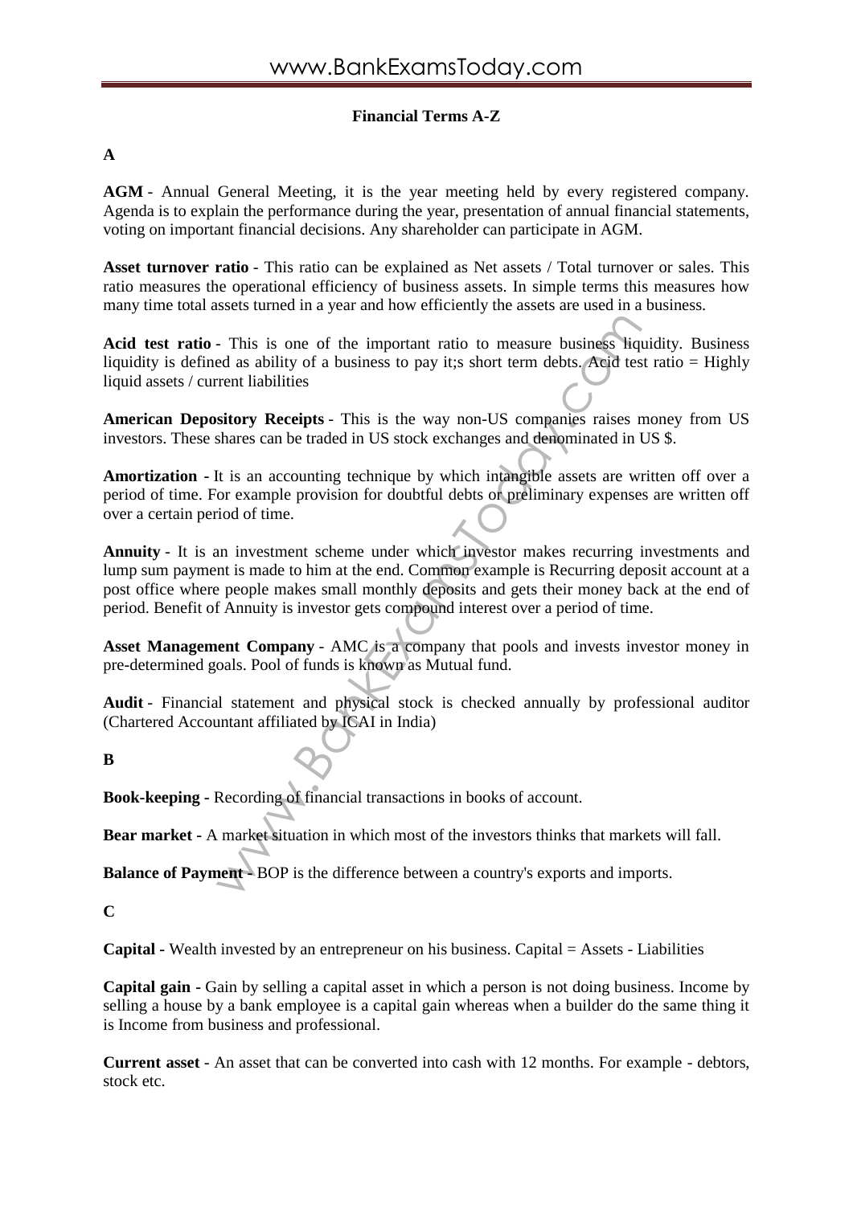# Financial Terms A-Z

## A

**AGM** - Annual General Meeting, it is the year meeting held by every registered company. Agenda is to explain the performance during the year, presentation of annual financial statements, voting on important financial decisions. Any shareholder can participate in AGM.

**Asset turnover ratio** - This ratio can be explained as Net assets / Total turnover or sales. This ratio measures the operational efficiency of business assets. In simple terms this measures how many time total assets turned in a year and how efficiently the assets are used in a business.

**Acid test ratio** - This is one of the important ratio to measure business liquidity. Business liquidity is defined as ability of a business to pay it;s short term debts. Acid test ratio = Highly liquid assets / current liabilities

**American Depository Receipts** - This is the way non-US companies raises money from US investors. These shares can be traded in US stock exchanges and denominated in US $.

**Amortization -** It is an accounting technique by which intangible assets are written off over a period of time. For example provision for doubtful debts or preliminary expenses are written off over a certain period of time.

**Annuity** - It is an investment scheme under which investor makes recurring investments and lump sum payment is made to him at the end. Common example is Recurring deposit account at a post office where people makes small monthly deposits and gets their money back at the end of period. Benefit of Annuity is investor gets compound interest over a period of time.

**Asset Management Company** - AMC is a company that pools and invests investor money in pre-determined goals. Pool of funds is known as Mutual fund.

**Audit** - Financial statement and physical stock is checked annually by professional auditor (Chartered Accountant affiliated by ICAI in India)

## B

**Book-keeping -** Recording of financial transactions in books of account.

**Bear market -** A market situation in which most of the investors thinks that markets will fall.

**Balance of Payment -** BOP is the difference between a country's exports and imports.

## C

**Capital -** Wealth invested by an entrepreneur on his business. Capital = Assets - Liabilities

**Capital gain -** Gain by selling a capital asset in which a person is not doing business. Income by selling a house by a bank employee is a capital gain whereas when a builder do the same thing it is Income from business and professional.

**Current asset** - An asset that can be converted into cash with 12 months. For example - debtors, stock etc.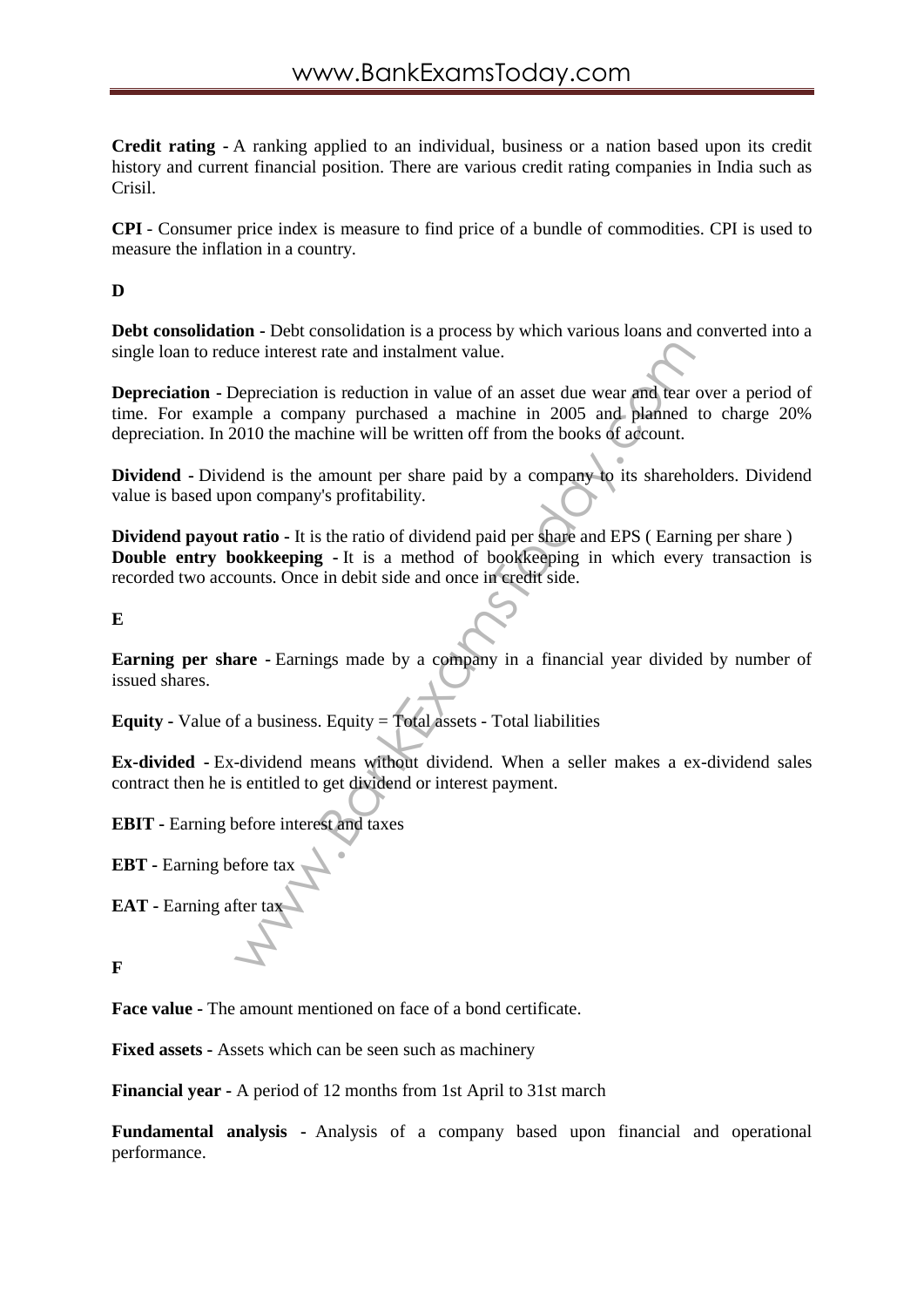**Credit rating -** A ranking applied to an individual, business or a nation based upon its credit history and current financial position. There are various credit rating companies in India such as Crisil.

**CPI** - Consumer price index is measure to find price of a bundle of commodities. CPI is used to measure the inflation in a country.

**D**

**Debt consolidation -** Debt consolidation is a process by which various loans and converted into a single loan to reduce interest rate and instalment value.

**Depreciation -** Depreciation is reduction in value of an asset due wear and tear over a period of time. For example a company purchased a machine in 2005 and planned to charge 20% depreciation. In 2010 the machine will be written off from the books of account.

**Dividend -** Dividend is the amount per share paid by a company to its shareholders. Dividend value is based upon company's profitability.

**Dividend payout ratio -** It is the ratio of dividend paid per share and EPS ( Earning per share )
**Double entry bookkeeping -** It is a method of bookkeeping in which every transaction is recorded two accounts. Once in debit side and once in credit side.

**E**

**Earning per share -** Earnings made by a company in a financial year divided by number of issued shares.

**Equity -** Value of a business. Equity = Total assets - Total liabilities

**Ex-divided -** Ex-dividend means without dividend. When a seller makes a ex-dividend sales contract then he is entitled to get dividend or interest payment.

**EBIT -** Earning before interest and taxes

**EBT -** Earning before tax

**EAT -** Earning after tax

**F**

**Face value -** The amount mentioned on face of a bond certificate.

**Fixed assets -** Assets which can be seen such as machinery

**Financial year -** A period of 12 months from 1st April to 31st march

**Fundamental analysis -** Analysis of a company based upon financial and operational performance.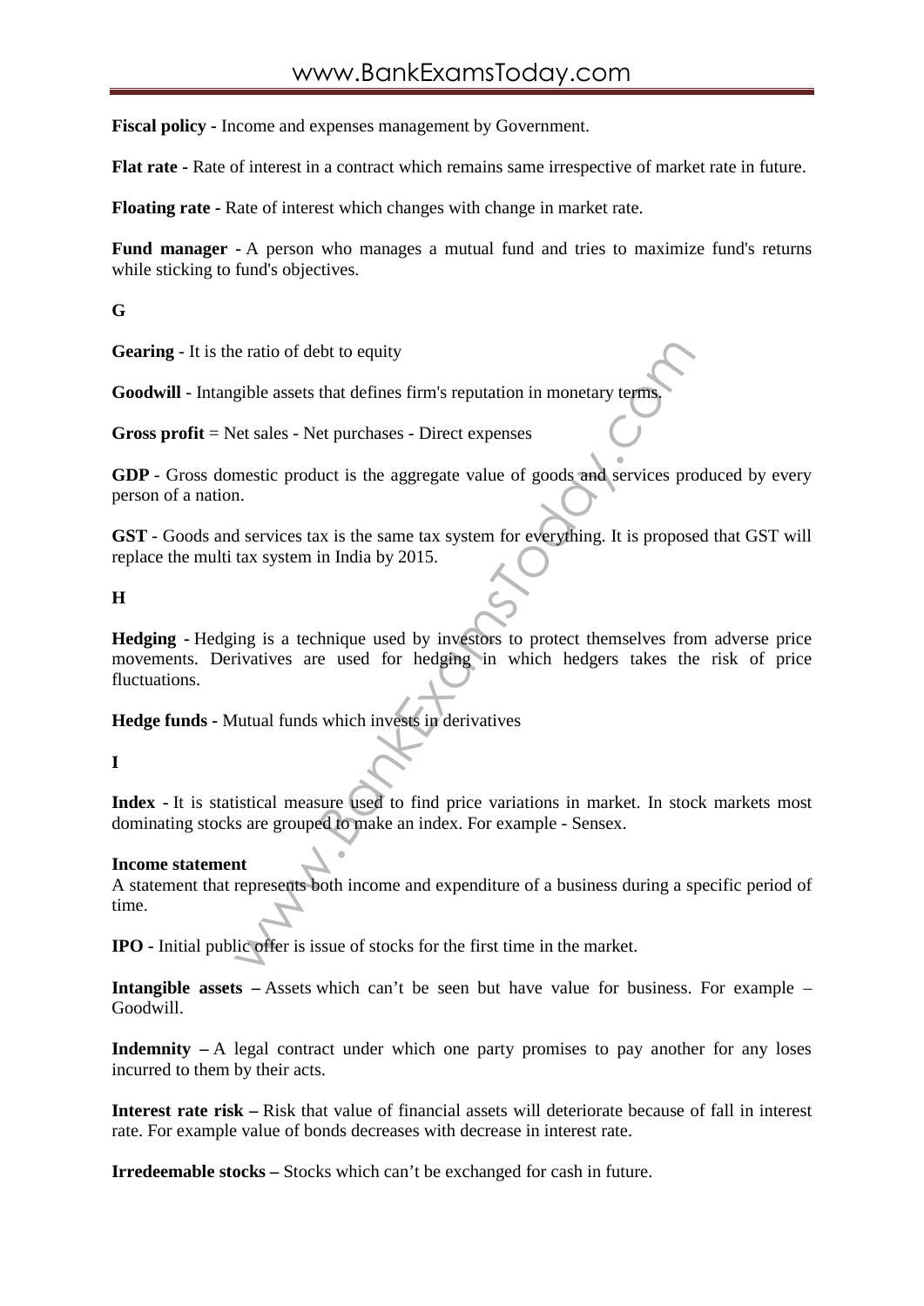**Fiscal policy -** Income and expenses management by Government.

**Flat rate -** Rate of interest in a contract which remains same irrespective of market rate in future.

**Floating rate -** Rate of interest which changes with change in market rate.

**Fund manager -** A person who manages a mutual fund and tries to maximize fund's returns while sticking to fund's objectives.

**G**

**Gearing** - It is the ratio of debt to equity

**Goodwill** - Intangible assets that defines firm's reputation in monetary terms.

**Gross profit** = Net sales - Net purchases - Direct expenses

**GDP** - Gross domestic product is the aggregate value of goods and services produced by every person of a nation.

**GST** - Goods and services tax is the same tax system for everything. It is proposed that GST will replace the multi tax system in India by 2015.

**H**

**Hedging -** Hedging is a technique used by investors to protect themselves from adverse price movements. Derivatives are used for hedging in which hedgers takes the risk of price fluctuations.

**Hedge funds -** Mutual funds which invests in derivatives

**I**

**Index -** It is statistical measure used to find price variations in market. In stock markets most dominating stocks are grouped to make an index. For example - Sensex.

**Income statement**
A statement that represents both income and expenditure of a business during a specific period of time.

**IPO** - Initial public offer is issue of stocks for the first time in the market.

**Intangible assets –** Assets which can't be seen but have value for business. For example – Goodwill.

**Indemnity –** A legal contract under which one party promises to pay another for any loses incurred to them by their acts.

**Interest rate risk –** Risk that value of financial assets will deteriorate because of fall in interest rate. For example value of bonds decreases with decrease in interest rate.

**Irredeemable stocks –** Stocks which can't be exchanged for cash in future.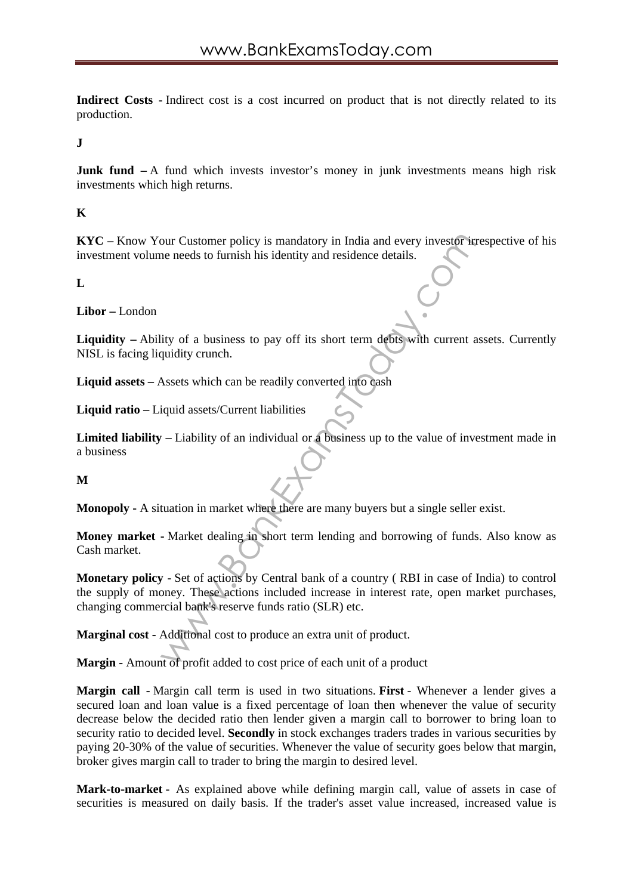**Indirect Costs -** Indirect cost is a cost incurred on product that is not directly related to its production.

**J**

**Junk fund –** A fund which invests investor's money in junk investments means high risk investments which high returns.

**K**

**KYC –** Know Your Customer policy is mandatory in India and every investor irrespective of his investment volume needs to furnish his identity and residence details.

**L**

**Libor –** London

**Liquidity –** Ability of a business to pay off its short term debts with current assets. Currently NISL is facing liquidity crunch.

**Liquid assets –** Assets which can be readily converted into cash

**Liquid ratio –** Liquid assets/Current liabilities

**Limited liability –** Liability of an individual or a business up to the value of investment made in a business

**M**

**Monopoly -** A situation in market where there are many buyers but a single seller exist.

**Money market -** Market dealing in short term lending and borrowing of funds. Also know as Cash market.

**Monetary policy -** Set of actions by Central bank of a country ( RBI in case of India) to control the supply of money. These actions included increase in interest rate, open market purchases, changing commercial bank's reserve funds ratio (SLR) etc.

**Marginal cost -** Additional cost to produce an extra unit of product.

**Margin -** Amount of profit added to cost price of each unit of a product

**Margin call -** Margin call term is used in two situations. **First** - Whenever a lender gives a secured loan and loan value is a fixed percentage of loan then whenever the value of security decrease below the decided ratio then lender given a margin call to borrower to bring loan to security ratio to decided level. **Secondly** in stock exchanges traders trades in various securities by paying 20-30% of the value of securities. Whenever the value of security goes below that margin, broker gives margin call to trader to bring the margin to desired level.

**Mark-to-market** - As explained above while defining margin call, value of assets in case of securities is measured on daily basis. If the trader's asset value increased, increased value is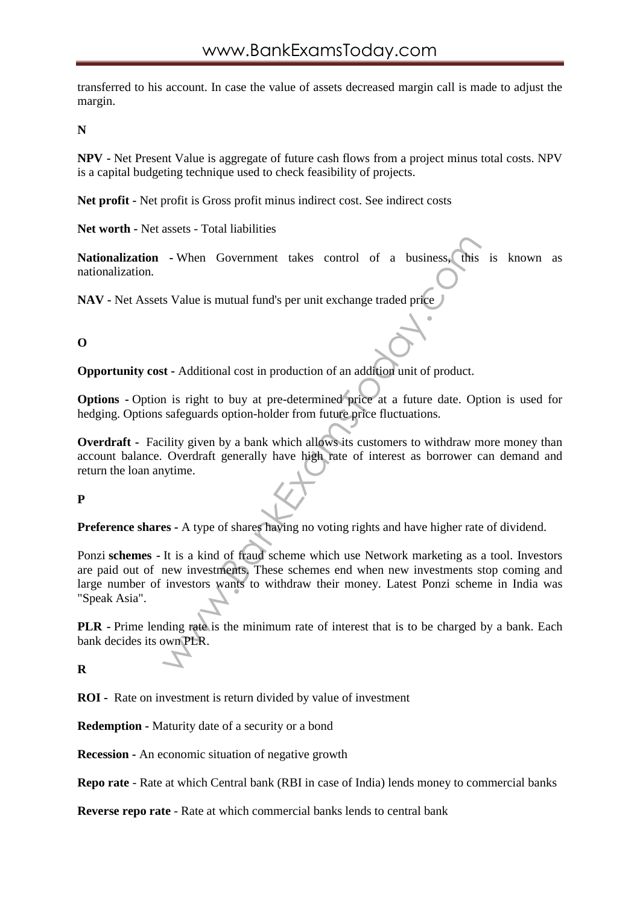transferred to his account. In case the value of assets decreased margin call is made to adjust the margin.

**N**

**NPV** - Net Present Value is aggregate of future cash flows from a project minus total costs. NPV is a capital budgeting technique used to check feasibility of projects.

**Net profit** - Net profit is Gross profit minus indirect cost. See indirect costs

**Net worth** - Net assets - Total liabilities

**Nationalization** - When Government takes control of a business, this is known as nationalization.

**NAV** - Net Assets Value is mutual fund's per unit exchange traded price

**O**

**Opportunity cost** - Additional cost in production of an addition unit of product.

**Options** - Option is right to buy at pre-determined price at a future date. Option is used for hedging. Options safeguards option-holder from future price fluctuations.

**Overdraft** - Facility given by a bank which allows its customers to withdraw more money than account balance. Overdraft generally have high rate of interest as borrower can demand and return the loan anytime.

**P**

**Preference shares** - A type of shares having no voting rights and have higher rate of dividend.

Ponzi **schemes** - It is a kind of fraud scheme which use Network marketing as a tool. Investors are paid out of new investments. These schemes end when new investments stop coming and large number of investors wants to withdraw their money. Latest Ponzi scheme in India was "Speak Asia".

**PLR** - Prime lending rate is the minimum rate of interest that is to be charged by a bank. Each bank decides its own PLR.

**R**

**ROI** - Rate on investment is return divided by value of investment

**Redemption** - Maturity date of a security or a bond

**Recession** - An economic situation of negative growth

**Repo rate** - Rate at which Central bank (RBI in case of India) lends money to commercial banks

**Reverse repo rate** - Rate at which commercial banks lends to central bank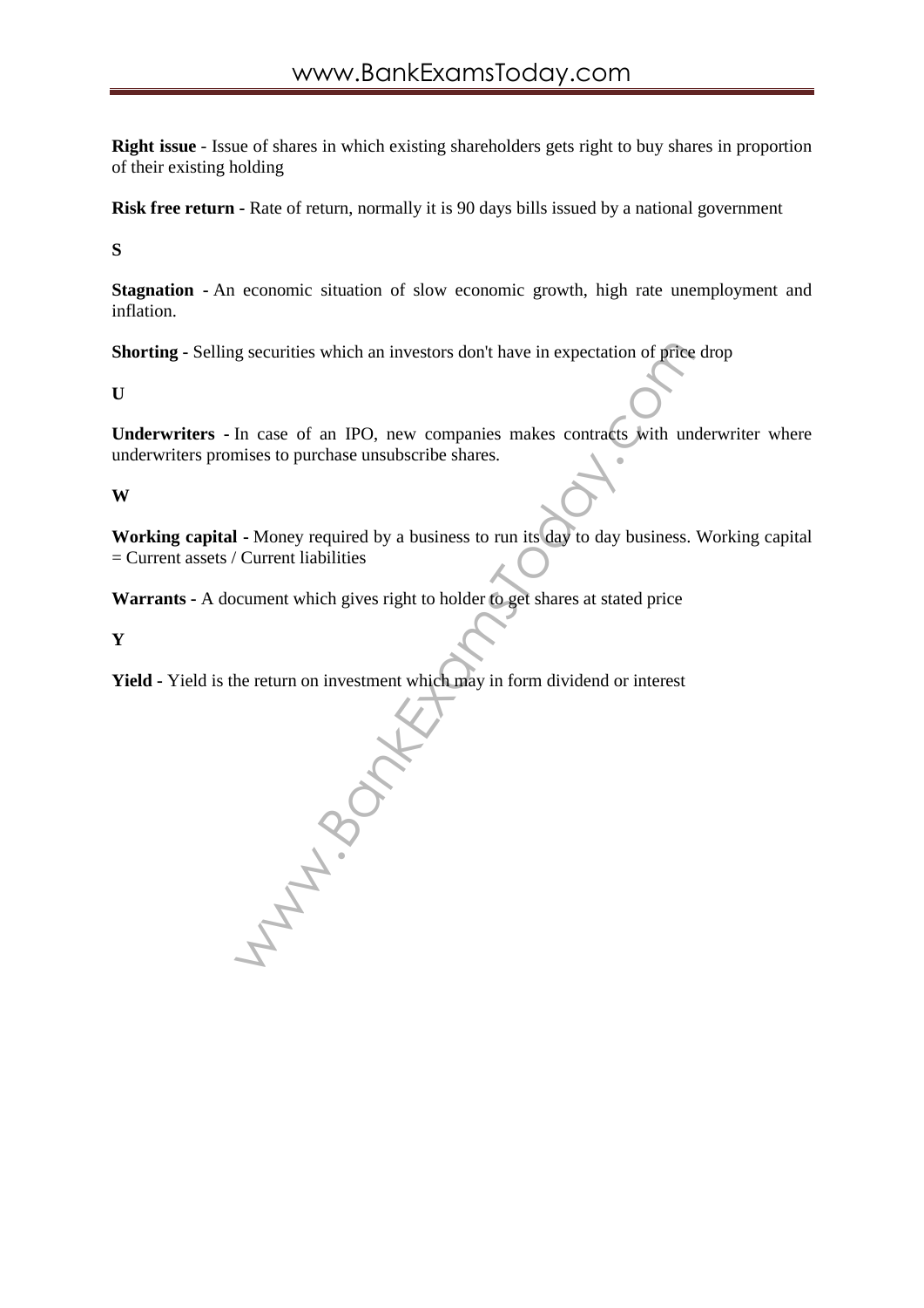**Right issue** - Issue of shares in which existing shareholders gets right to buy shares in proportion of their existing holding

**Risk free return -** Rate of return, normally it is 90 days bills issued by a national government

**S**

**Stagnation** - An economic situation of slow economic growth, high rate unemployment and inflation.

**Shorting** - Selling securities which an investors don't have in expectation of price drop

**U**

**Underwriters** - In case of an IPO, new companies makes contracts with underwriter where underwriters promises to purchase unsubscribe shares.

**W**

**Working capital -** Money required by a business to run its day to day business. Working capital = Current assets / Current liabilities

**Warrants -** A document which gives right to holder to get shares at stated price

**Y**

**Yield -** Yield is the return on investment which may in form dividend or interest